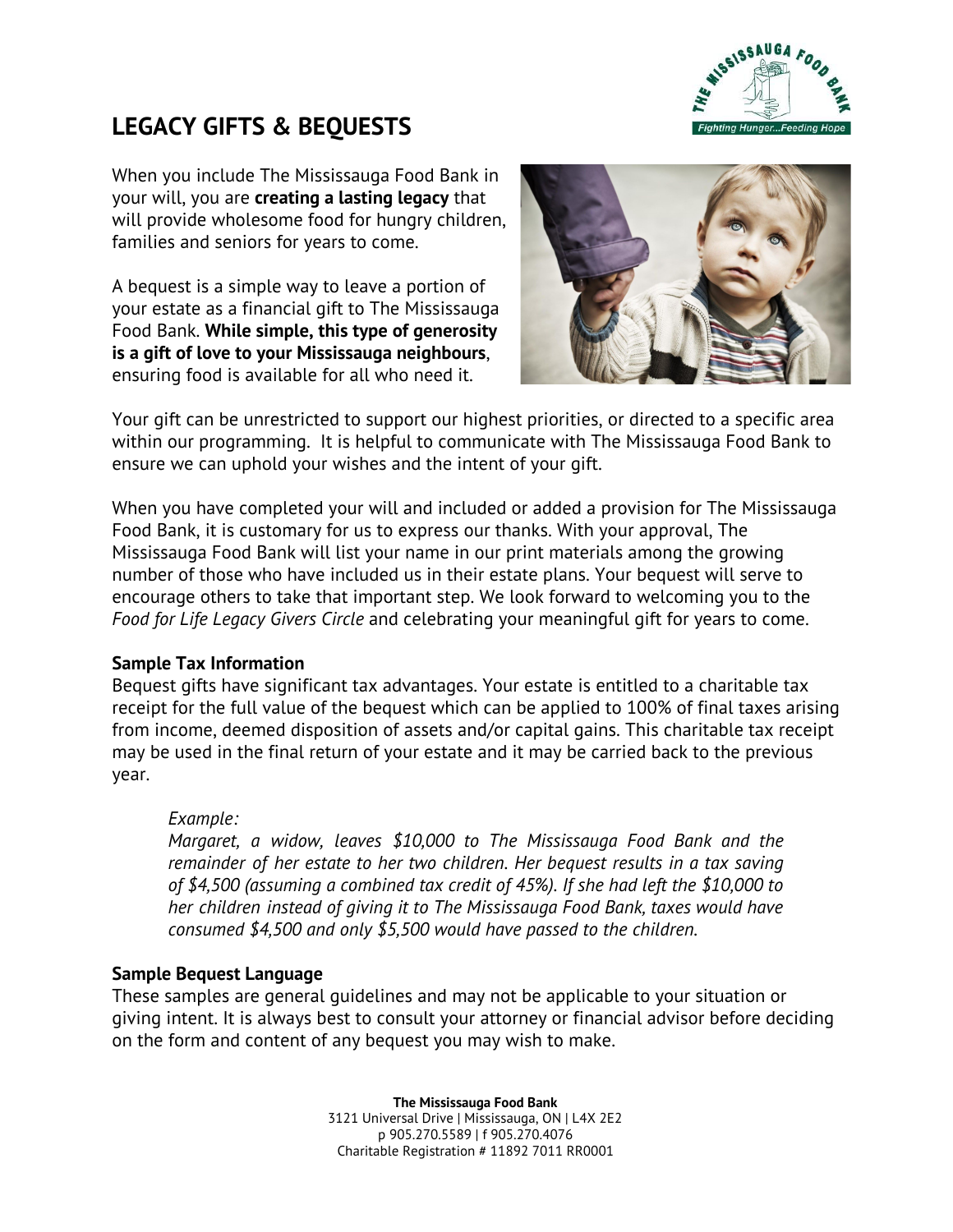# LEGACY GIFTS & BEQUESTS

When you include The Mississauga Food Bank in your will, you are **creating a lasting legacy** that will provide wholesome food for hungry children, families and seniors for years to come.

A bequest is a simple way to leave a portion of your estate as a financial gift to The Mississauga Food Bank. **While simple, this type of generosity is a gift of love to your Mississauga neighbours**, ensuring food is available for all who need it.

Your gift can be unrestricted to support our highest priorities, or directed to a specific area within our programming. It is helpful to communicate with The Mississauga Food Bank to ensure we can uphold your wishes and the intent of your gift.

When you have completed your will and included or added a provision for The Mississauga Food Bank, it is customary for us to express our thanks. With your approval, The Mississauga Food Bank will list your name in our print materials among the growing number of those who have included us in their estate plans. Your bequest will serve to encourage others to take that important step. We look forward to welcoming you to the *Food for Life Legacy Givers Circle* and celebrating your meaningful gift for years to come.

### Sample Tax Information

Bequest gifts have significant tax advantages. Your estate is entitled to a charitable tax receipt for the full value of the bequest which can be applied to 100% of final taxes arising from income, deemed disposition of assets and/or capital gains. This charitable tax receipt may be used in the final return of your estate and it may be carried back to the previous year.

> *Example:*
> *Margaret, a widow, leaves $10,000 to The Mississauga Food Bank and the remainder of her estate to her two children. Her bequest results in a tax saving of $4,500 (assuming a combined tax credit of 45%). If she had left the $10,000 to her children instead of giving it to The Mississauga Food Bank, taxes would have consumed $4,500 and only $5,500 would have passed to the children.*

### Sample Bequest Language

These samples are general guidelines and may not be applicable to your situation or giving intent. It is always best to consult your attorney or financial advisor before deciding on the form and content of any bequest you may wish to make.

**The Mississauga Food Bank**
3121 Universal Drive | Mississauga, ON | L4X 2E2
p 905.270.5589 | f 905.270.4076
Charitable Registration # 11892 7011 RR0001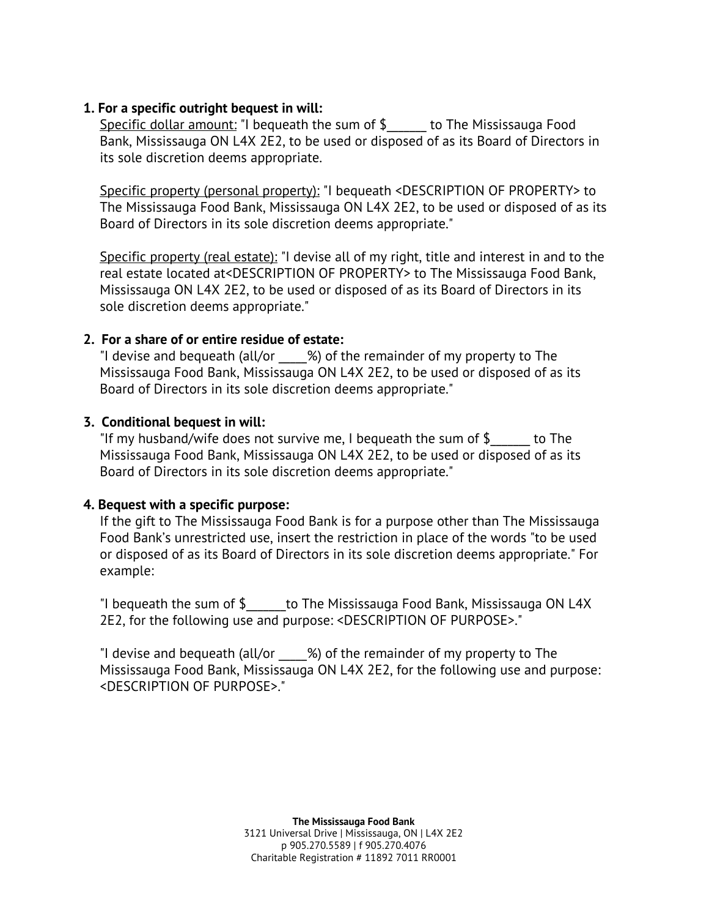1. **For a specific outright bequest in will:**

   Specific dollar amount: "I bequeath the sum of $______ to The Mississauga Food Bank, Mississauga ON L4X 2E2, to be used or disposed of as its Board of Directors in its sole discretion deems appropriate.

   Specific property (personal property): "I bequeath <DESCRIPTION OF PROPERTY> to The Mississauga Food Bank, Mississauga ON L4X 2E2, to be used or disposed of as its Board of Directors in its sole discretion deems appropriate."

   Specific property (real estate): "I devise all of my right, title and interest in and to the real estate located at<DESCRIPTION OF PROPERTY> to The Mississauga Food Bank, Mississauga ON L4X 2E2, to be used or disposed of as its Board of Directors in its sole discretion deems appropriate."

2. **For a share of or entire residue of estate:**

   "I devise and bequeath (all/or ____%) of the remainder of my property to The Mississauga Food Bank, Mississauga ON L4X 2E2, to be used or disposed of as its Board of Directors in its sole discretion deems appropriate."

3. **Conditional bequest in will:**

   "If my husband/wife does not survive me, I bequeath the sum of $______ to The Mississauga Food Bank, Mississauga ON L4X 2E2, to be used or disposed of as its Board of Directors in its sole discretion deems appropriate."

4. **Bequest with a specific purpose:**

   If the gift to The Mississauga Food Bank is for a purpose other than The Mississauga Food Bank's unrestricted use, insert the restriction in place of the words "to be used or disposed of as its Board of Directors in its sole discretion deems appropriate." For example:

   "I bequeath the sum of $______to The Mississauga Food Bank, Mississauga ON L4X 2E2, for the following use and purpose: <DESCRIPTION OF PURPOSE>."

   "I devise and bequeath (all/or ____%) of the remainder of my property to The Mississauga Food Bank, Mississauga ON L4X 2E2, for the following use and purpose: <DESCRIPTION OF PURPOSE>."

**The Mississauga Food Bank**
3121 Universal Drive | Mississauga, ON | L4X 2E2
p 905.270.5589 | f 905.270.4076
Charitable Registration # 11892 7011 RR0001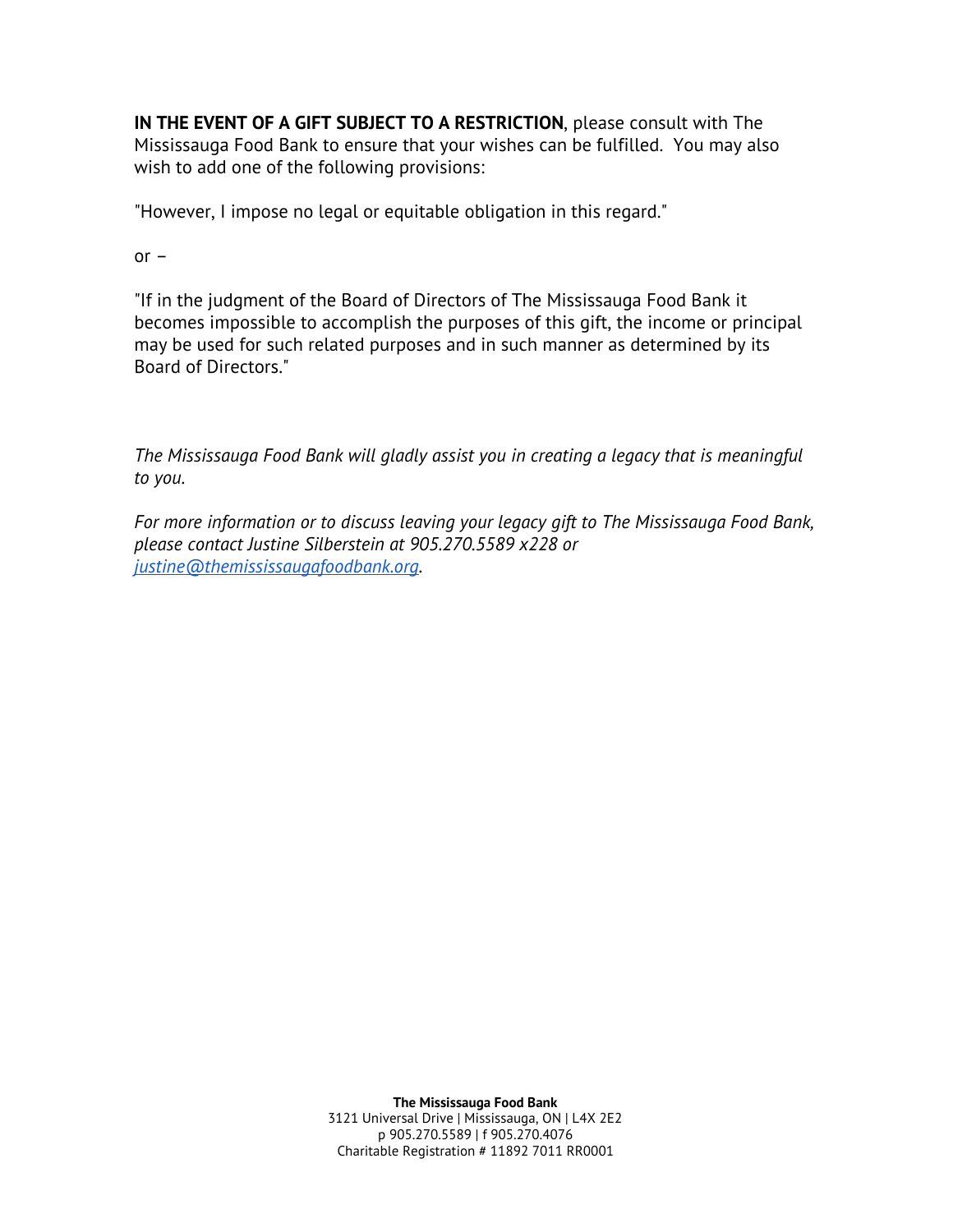**IN THE EVENT OF A GIFT SUBJECT TO A RESTRICTION**, please consult with The Mississauga Food Bank to ensure that your wishes can be fulfilled. You may also wish to add one of the following provisions:

"However, I impose no legal or equitable obligation in this regard."

or –

"If in the judgment of the Board of Directors of The Mississauga Food Bank it becomes impossible to accomplish the purposes of this gift, the income or principal may be used for such related purposes and in such manner as determined by its Board of Directors."

*The Mississauga Food Bank will gladly assist you in creating a legacy that is meaningful to you.*

*For more information or to discuss leaving your legacy gift to The Mississauga Food Bank, please contact Justine Silberstein at 905.270.5589 x228 or [justine@themississaugafoodbank.org](mailto:justine@themississaugafoodbank.org).*

**The Mississauga Food Bank**
3121 Universal Drive | Mississauga, ON | L4X 2E2
p 905.270.5589 | f 905.270.4076
Charitable Registration # 11892 7011 RR0001